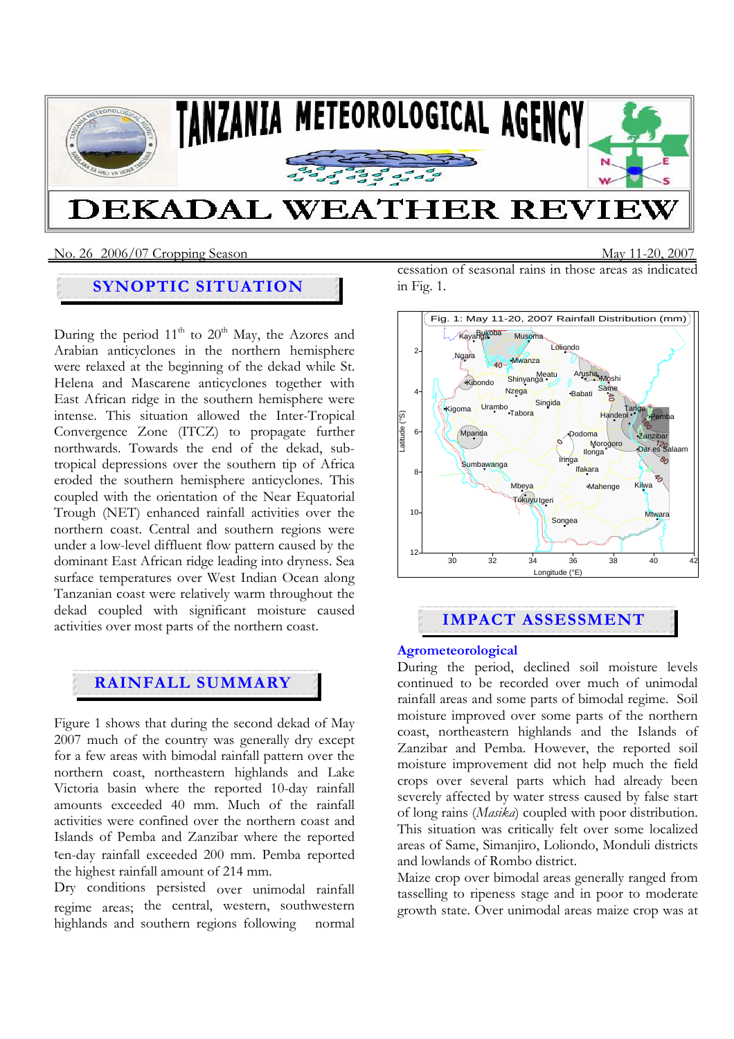# TANZANIA METEOROLOGICAL AGENCY

# DEKADAL WEATHER REVIEW

No. 26 2006/07 Cropping Season May 11-20, 2007

## SYNOPTIC SITUATION

During the period 11th to 20th May, the Azores and Arabian anticyclones in the northern hemisphere were relaxed at the beginning of the dekad while St. Helena and Mascarene anticyclones together with East African ridge in the southern hemisphere were intense. This situation allowed the Inter-Tropical Convergence Zone (ITCZ) to propagate further northwards. Towards the end of the dekad, sub-tropical depressions over the southern tip of Africa eroded the southern hemisphere anticyclones. This coupled with the orientation of the Near Equatorial Trough (NET) enhanced rainfall activities over the northern coast. Central and southern regions were under a low-level diffluent flow pattern caused by the dominant East African ridge leading into dryness. Sea surface temperatures over West Indian Ocean along Tanzanian coast were relatively warm throughout the dekad coupled with significant moisture caused activities over most parts of the northern coast.

## RAINFALL SUMMARY

Figure 1 shows that during the second dekad of May 2007 much of the country was generally dry except for a few areas with bimodal rainfall pattern over the northern coast, northeastern highlands and Lake Victoria basin where the reported 10-day rainfall amounts exceeded 40 mm. Much of the rainfall activities were confined over the northern coast and Islands of Pemba and Zanzibar where the reported ten-day rainfall exceeded 200 mm. Pemba reported the highest rainfall amount of 214 mm.

Dry conditions persisted over unimodal rainfall regime areas; the central, western, southwestern highlands and southern regions following normal cessation of seasonal rains in those areas as indicated in Fig. 1.

Fig. 1: May 11-20, 2007 Rainfall Distribution (mm)

## IMPACT ASSESSMENT

### Agrometeorological

During the period, declined soil moisture levels continued to be recorded over much of unimodal rainfall areas and some parts of bimodal regime. Soil moisture improved over some parts of the northern coast, northeastern highlands and the Islands of Zanzibar and Pemba. However, the reported soil moisture improvement did not help much the field crops over several parts which had already been severely affected by water stress caused by false start of long rains (*Masika*) coupled with poor distribution. This situation was critically felt over some localized areas of Same, Simanjiro, Loliondo, Monduli districts and lowlands of Rombo district.

Maize crop over bimodal areas generally ranged from tasselling to ripeness stage and in poor to moderate growth state. Over unimodal areas maize crop was at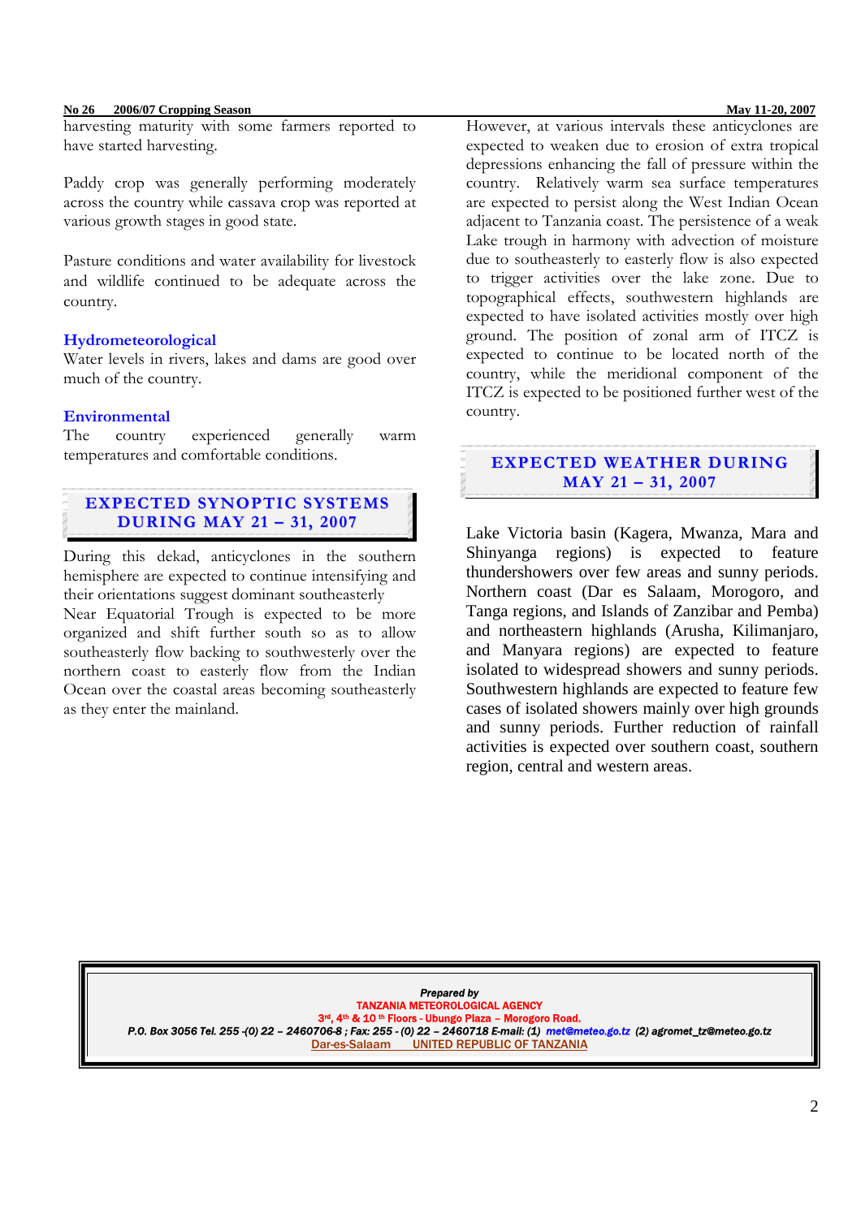harvesting maturity with some farmers reported to have started harvesting.

Paddy crop was generally performing moderately across the country while cassava crop was reported at various growth stages in good state.

Pasture conditions and water availability for livestock and wildlife continued to be adequate across the country.

### Hydrometeorological

Water levels in rivers, lakes and dams are good over much of the country.

### Environmental

The country experienced generally warm temperatures and comfortable conditions.

## EXPECTED SYNOPTIC SYSTEMS DURING MAY 21 – 31, 2007

During this dekad, anticyclones in the southern hemisphere are expected to continue intensifying and their orientations suggest dominant southeasterly Near Equatorial Trough is expected to be more organized and shift further south so as to allow southeasterly flow backing to southwesterly over the northern coast to easterly flow from the Indian Ocean over the coastal areas becoming southeasterly as they enter the mainland. However, at various intervals these anticyclones are expected to weaken due to erosion of extra tropical depressions enhancing the fall of pressure within the country. Relatively warm sea surface temperatures are expected to persist along the West Indian Ocean adjacent to Tanzania coast. The persistence of a weak Lake trough in harmony with advection of moisture due to southeasterly to easterly flow is also expected to trigger activities over the lake zone. Due to topographical effects, southwestern highlands are expected to have isolated activities mostly over high ground. The position of zonal arm of ITCZ is expected to continue to be located north of the country, while the meridional component of the ITCZ is expected to be positioned further west of the country.

## EXPECTED WEATHER DURING MAY 21 – 31, 2007

Lake Victoria basin (Kagera, Mwanza, Mara and Shinyanga regions) is expected to feature thundershowers over few areas and sunny periods. Northern coast (Dar es Salaam, Morogoro, and Tanga regions, and Islands of Zanzibar and Pemba) and northeastern highlands (Arusha, Kilimanjaro, and Manyara regions) are expected to feature isolated to widespread showers and sunny periods. Southwestern highlands are expected to feature few cases of isolated showers mainly over high grounds and sunny periods. Further reduction of rainfall activities is expected over southern coast, southern region, central and western areas.

***Prepared by***
**TANZANIA METEOROLOGICAL AGENCY**
**3rd, 4th & 10th Floors - Ubungo Plaza – Morogoro Road.**
***P.O. Box 3056 Tel. 255 -(0) 22 – 2460706-8 ; Fax: 255 - (0) 22 – 2460718 E-mail: (1) met@meteo.go.tz (2) agromet_tz@meteo.go.tz***
Dar-es-Salaam UNITED REPUBLIC OF TANZANIA